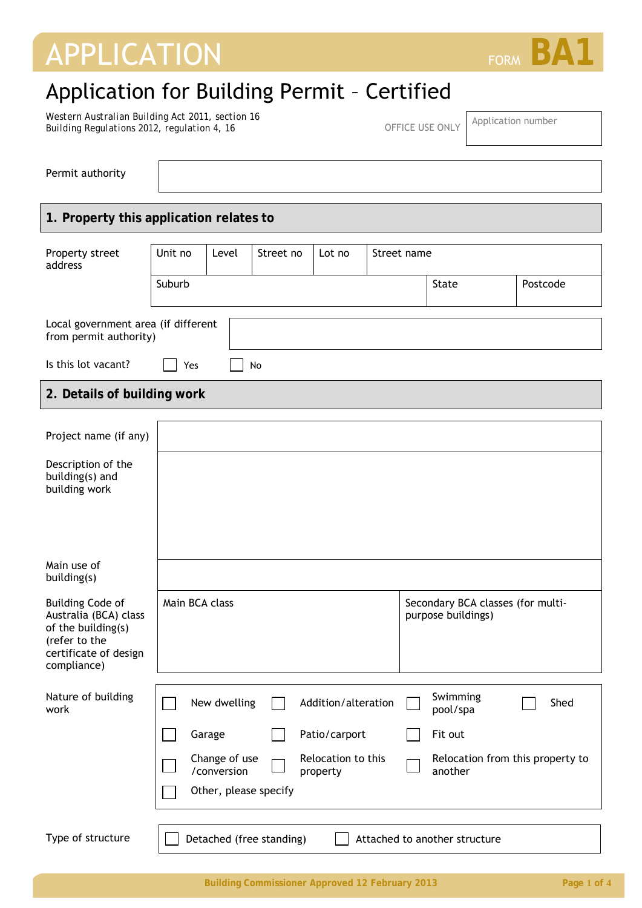# APPLICATION

FORM **BA1**

## Application for Building Permit – Certified

Western Australian Building Act 2011, section 16
Building Regulations 2012, regulation 4, 16

OFFICE USE ONLY

| Application number |
|---|
| |

| Permit authority | |
|---|---|

### 1. Property this application relates to

| Property street address | Unit no | Level | Street no | Lot no | Street name | |
|---|---|---|---|---|---|---|
| | Suburb | | | | State | Postcode |

| Local government area (if different from permit authority) | |
|---|---|

Is this lot vacant? ☐ Yes ☐ No

### 2. Details of building work

| Project name (if any) | | |
|---|---|---|
| Description of the building(s) and building work | | |
| Main use of building(s) | | |
| Building Code of Australia (BCA) class of the building(s) (refer to the certificate of design compliance) | Main BCA class | Secondary BCA classes (for multi-purpose buildings) |

**Nature of building work**

| | | | |
|---|---|---|---|
| ☐ New dwelling | ☐ Addition/alteration | ☐ Swimming pool/spa | ☐ Shed |
| ☐ Garage | ☐ Patio/carport | ☐ Fit out | |
| ☐ Change of use /conversion | ☐ Relocation to this property | ☐ Relocation from this property to another | |
| ☐ Other, please specify | | | |

**Type of structure** ☐ Detached (free standing) ☐ Attached to another structure

Building Commissioner Approved 12 February 2013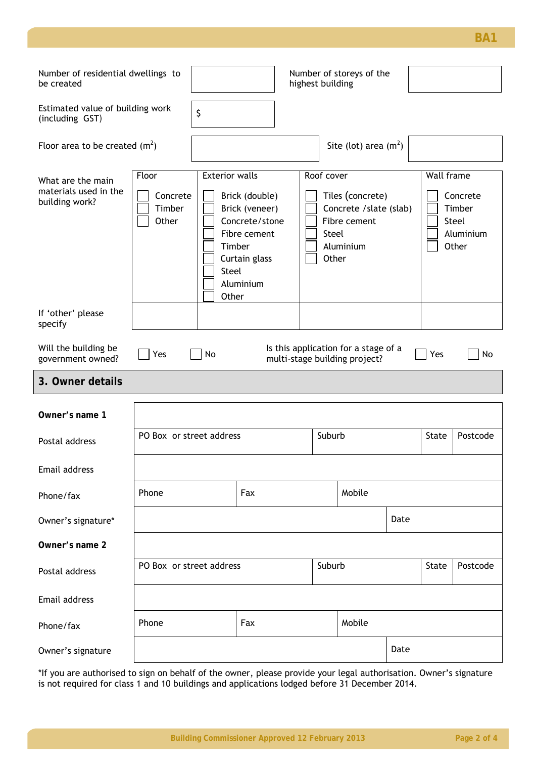| | | | |
|---|---|---|---|
| Number of residential dwellings to be created | | Number of storeys of the highest building | |
| Estimated value of building work (including GST) | $ | | |
| Floor area to be created ($m^2$) | | Site (lot) area ($m^2$) | |

| What are the main materials used in the building work? | Floor | Exterior walls | Roof cover | Wall frame |
|---|---|---|---|---|
| | ☐ Concrete<br>☐ Timber<br>☐ Other | ☐ Brick (double)<br>☐ Brick (veneer)<br>☐ Concrete/stone<br>☐ Fibre cement<br>☐ Timber<br>☐ Curtain glass<br>☐ Steel<br>☐ Aluminium<br>☐ Other | ☐ Tiles (concrete)<br>☐ Concrete /slate (slab)<br>☐ Fibre cement<br>☐ Steel<br>☐ Aluminium<br>☐ Other | ☐ Concrete<br>☐ Timber<br>☐ Steel<br>☐ Aluminium<br>☐ Other |
| If 'other' please specify | | | | |

Will the building be government owned? ☐ Yes ☐ No

Is this application for a stage of a multi-stage building project? ☐ Yes ☐ No

## 3. Owner details

| | | | | |
|---|---|---|---|---|
| **Owner's name 1** | | | | |
| Postal address | PO Box or street address | Suburb | State | Postcode |
| Email address | | | | |
| Phone/fax | Phone | Fax | Mobile | |
| Owner's signature* | | | Date | |
| **Owner's name 2** | | | | |
| Postal address | PO Box or street address | Suburb | State | Postcode |
| Email address | | | | |
| Phone/fax | Phone | Fax | Mobile | |
| Owner's signature | | | Date | |

*If you are authorised to sign on behalf of the owner, please provide your legal authorisation. Owner's signature is not required for class 1 and 10 buildings and applications lodged before 31 December 2014.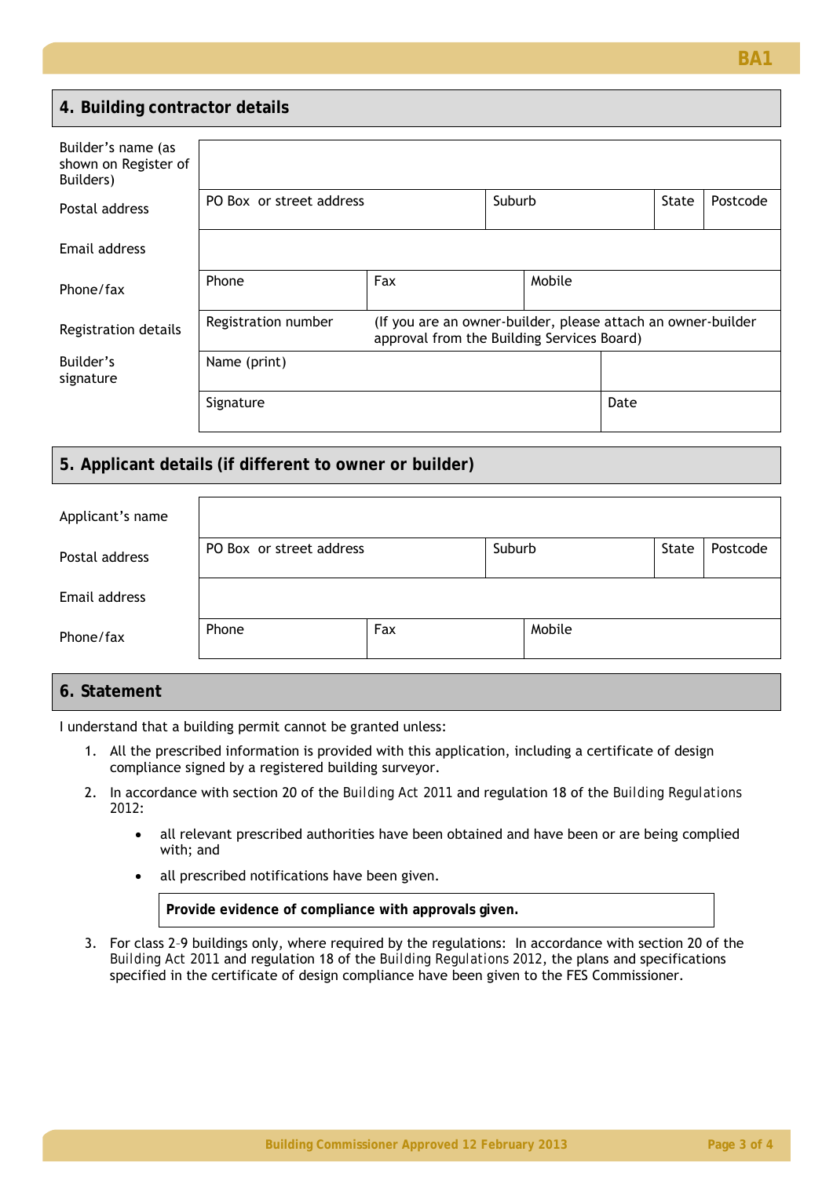## 4. Building contractor details

| | | | | | |
|---|---|---|---|---|---|
| Builder's name (as shown on Register of Builders) | | | | | |
| Postal address | PO Box or street address | | Suburb | State | Postcode |
| Email address | | | | | |
| Phone/fax | Phone | Fax | Mobile | | |
| Registration details | Registration number | (If you are an owner-builder, please attach an owner-builder approval from the Building Services Board) | | | |
| Builder's signature | Name (print) | | | | |
| | Signature | | Date | | |

## 5. Applicant details (if different to owner or builder)

| | | | | | |
|---|---|---|---|---|---|
| Applicant's name | | | | | |
| Postal address | PO Box or street address | | Suburb | State | Postcode |
| Email address | | | | | |
| Phone/fax | Phone | Fax | Mobile | | |

## 6. Statement

I understand that a building permit cannot be granted unless:

1. All the prescribed information is provided with this application, including a certificate of design compliance signed by a registered building surveyor.
2. In accordance with section 20 of the *Building Act 2011* and regulation 18 of the *Building Regulations 2012*:
   - all relevant prescribed authorities have been obtained and have been or are being complied with; and
   - all prescribed notifications have been given.

   **Provide evidence of compliance with approvals given.**

3. For class 2–9 buildings only, where required by the regulations: In accordance with section 20 of the *Building Act 2011* and regulation 18 of the *Building Regulations 2012*, the plans and specifications specified in the certificate of design compliance have been given to the FES Commissioner.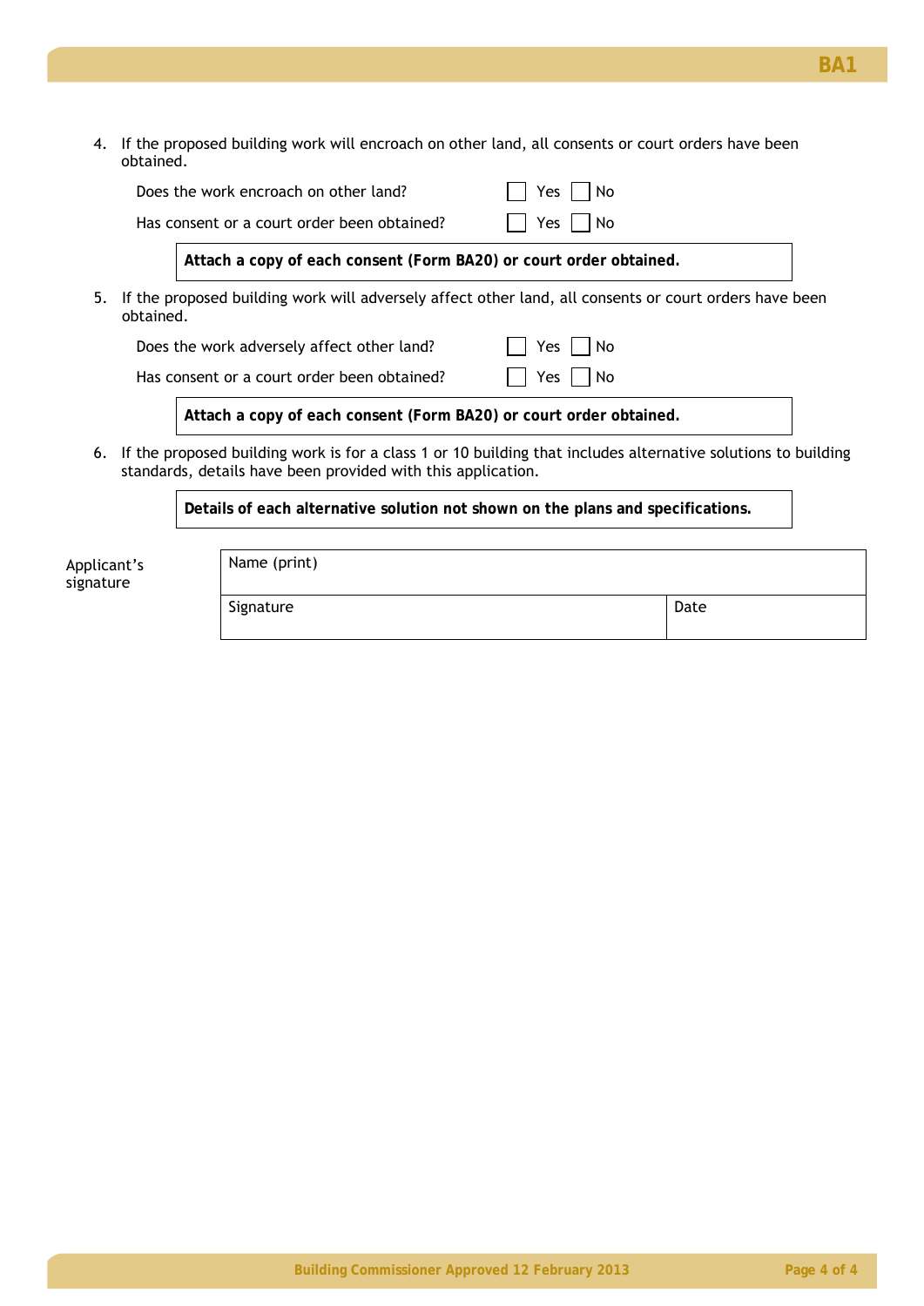4. If the proposed building work will encroach on other land, all consents or court orders have been obtained.

   Does the work encroach on other land? ☐ Yes ☐ No

   Has consent or a court order been obtained? ☐ Yes ☐ No

   **Attach a copy of each consent (Form BA20) or court order obtained.**

5. If the proposed building work will adversely affect other land, all consents or court orders have been obtained.

   Does the work adversely affect other land? ☐ Yes ☐ No

   Has consent or a court order been obtained? ☐ Yes ☐ No

   **Attach a copy of each consent (Form BA20) or court order obtained.**

6. If the proposed building work is for a class 1 or 10 building that includes alternative solutions to building standards, details have been provided with this application.

   **Details of each alternative solution not shown on the plans and specifications.**

| Applicant's signature | | |
|---|---|---|
| | Name (print) | |
| | Signature | Date |